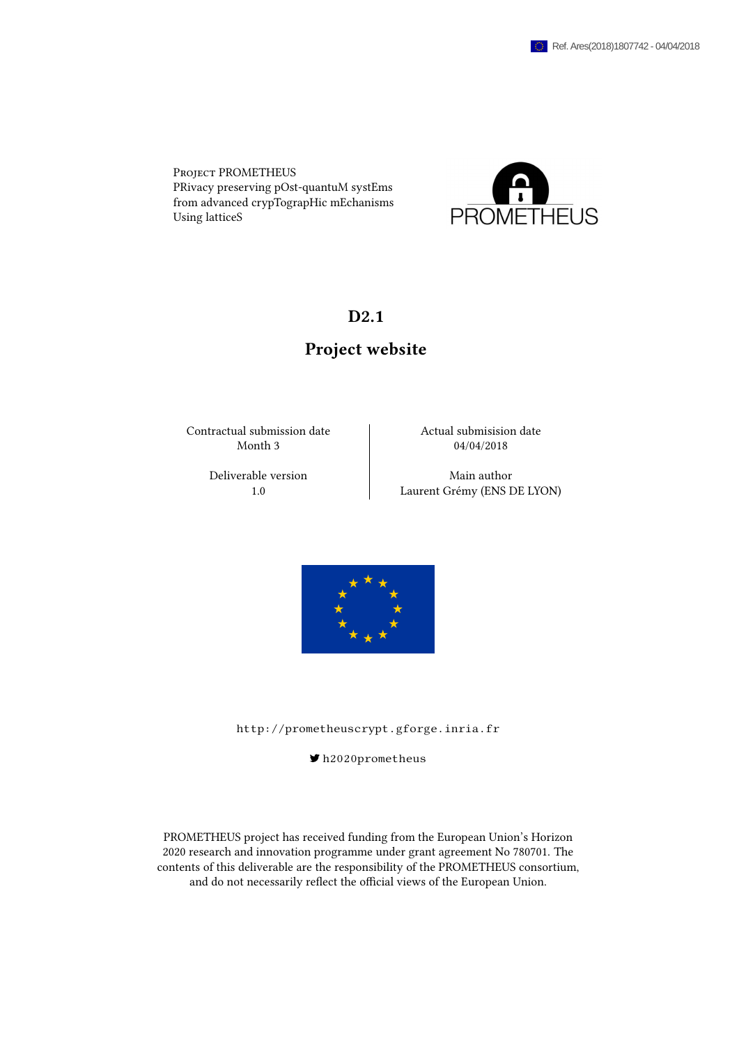Ref. Ares(2018)1807742 - 04/04/2018

Project PROMETHEUS
PRivacy preserving pOst-quantuM systEms
from advanced crypTograpHic mEchanisms
Using latticeS

PROMETHEUS

# D2.1

# Project website

| Contractual submission date | Actual submisision date |
|---|---|
| Month 3 | 04/04/2018 |
| Deliverable version | Main author |
| 1.0 | Laurent Grémy (ENS DE LYON) |

http://prometheuscrypt.gforge.inria.fr

h2020prometheus

PROMETHEUS project has received funding from the European Union's Horizon 2020 research and innovation programme under grant agreement No 780701. The contents of this deliverable are the responsibility of the PROMETHEUS consortium, and do not necessarily reflect the official views of the European Union.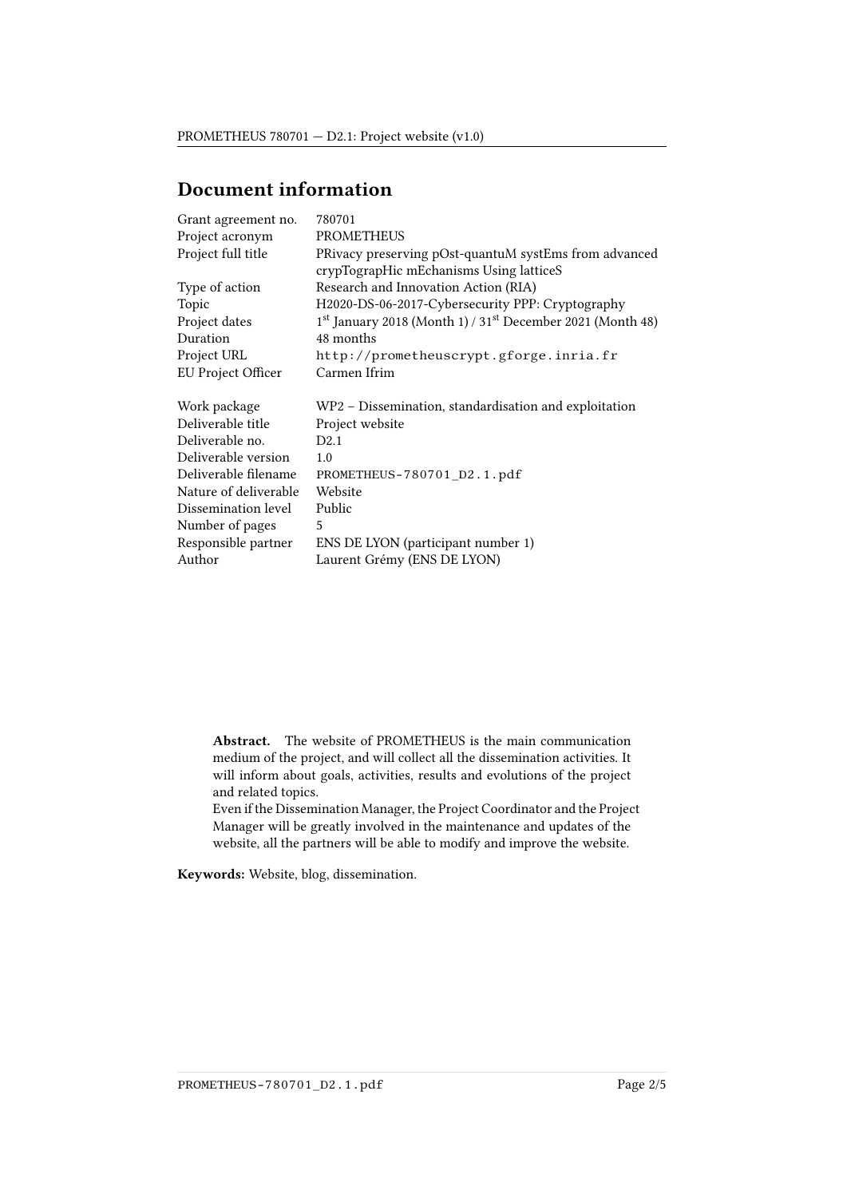## Document information

| | |
|---|---|
| Grant agreement no. | 780701 |
| Project acronym | PROMETHEUS |
| Project full title | PRivacy preserving pOst-quantuM systEms from advanced crypTograpHic mEchanisms Using latticeS |
| Type of action | Research and Innovation Action (RIA) |
| Topic | H2020-DS-06-2017-Cybersecurity PPP: Cryptography |
| Project dates | 1st January 2018 (Month 1) / 31st December 2021 (Month 48) |
| Duration | 48 months |
| Project URL | http://prometheuscrypt.gforge.inria.fr |
| EU Project Officer | Carmen Ifrim |

| | |
|---|---|
| Work package | WP2 – Dissemination, standardisation and exploitation |
| Deliverable title | Project website |
| Deliverable no. | D2.1 |
| Deliverable version | 1.0 |
| Deliverable filename | PROMETHEUS-780701_D2.1.pdf |
| Nature of deliverable | Website |
| Dissemination level | Public |
| Number of pages | 5 |
| Responsible partner | ENS DE LYON (participant number 1) |
| Author | Laurent Grémy (ENS DE LYON) |

**Abstract.** The website of PROMETHEUS is the main communication medium of the project, and will collect all the dissemination activities. It will inform about goals, activities, results and evolutions of the project and related topics.
Even if the Dissemination Manager, the Project Coordinator and the Project Manager will be greatly involved in the maintenance and updates of the website, all the partners will be able to modify and improve the website.

**Keywords:** Website, blog, dissemination.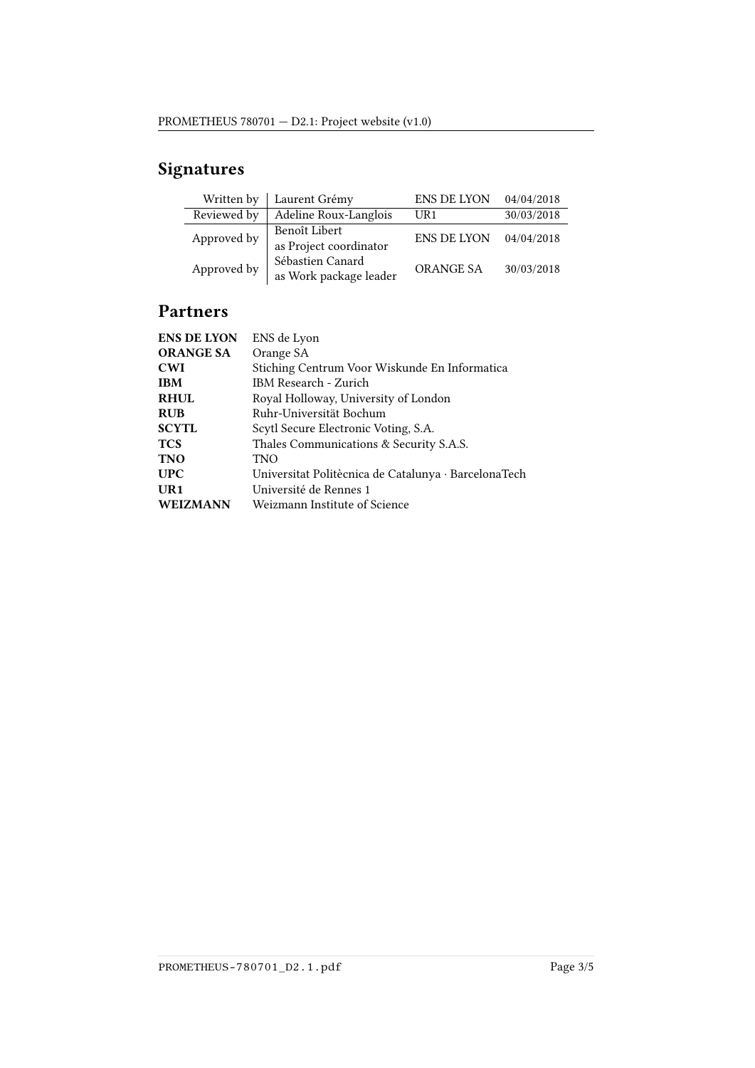## Signatures

| | | | |
|---|---|---|---|
| Written by | Laurent Grémy | ENS DE LYON | 04/04/2018 |
| Reviewed by | Adeline Roux-Langlois | UR1 | 30/03/2018 |
| Approved by | Benoît Libert as Project coordinator | ENS DE LYON | 04/04/2018 |
| Approved by | Sébastien Canard as Work package leader | ORANGE SA | 30/03/2018 |

## Partners

| | |
|---|---|
| **ENS DE LYON** | ENS de Lyon |
| **ORANGE SA** | Orange SA |
| **CWI** | Stiching Centrum Voor Wiskunde En Informatica |
| **IBM** | IBM Research - Zurich |
| **RHUL** | Royal Holloway, University of London |
| **RUB** | Ruhr-Universität Bochum |
| **SCYTL** | Scytl Secure Electronic Voting, S.A. |
| **TCS** | Thales Communications & Security S.A.S. |
| **TNO** | TNO |
| **UPC** | Universitat Politècnica de Catalunya · BarcelonaTech |
| **UR1** | Université de Rennes 1 |
| **WEIZMANN** | Weizmann Institute of Science |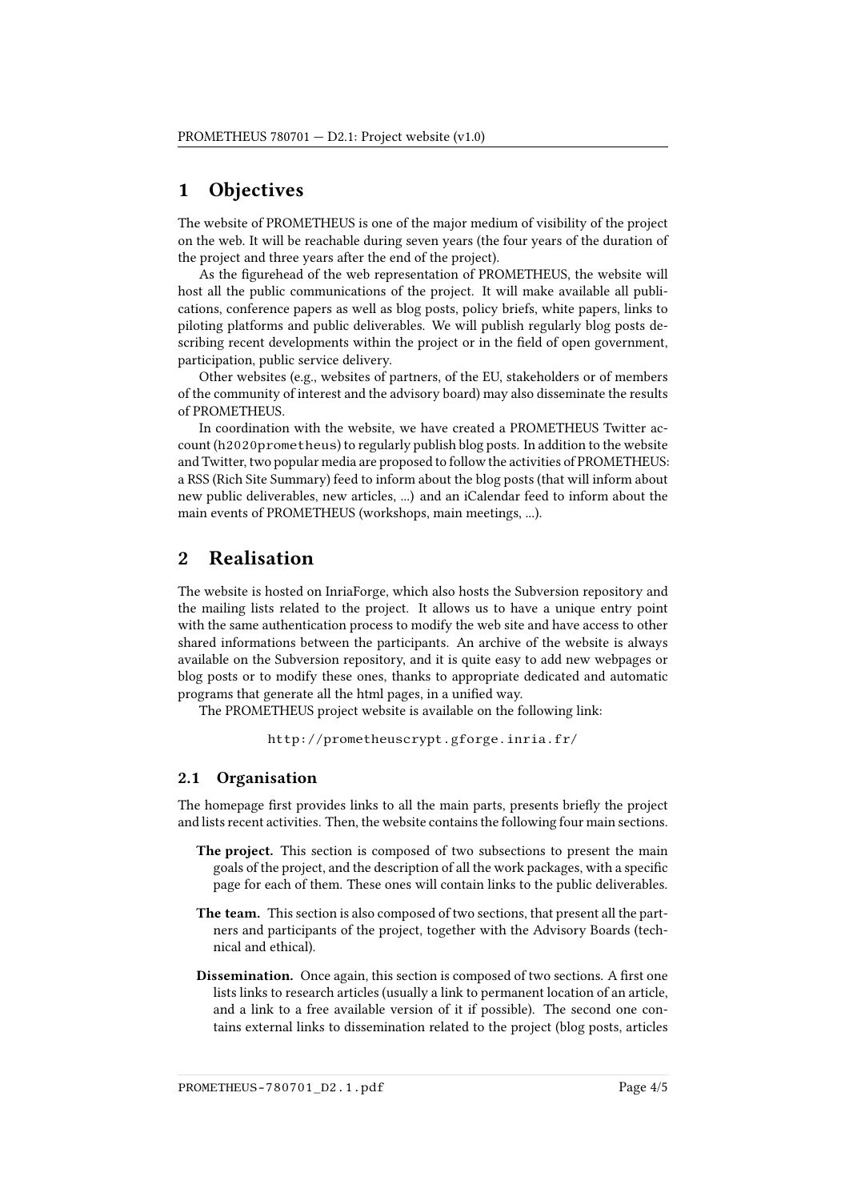# 1 Objectives

The website of PROMETHEUS is one of the major medium of visibility of the project on the web. It will be reachable during seven years (the four years of the duration of the project and three years after the end of the project).

As the figurehead of the web representation of PROMETHEUS, the website will host all the public communications of the project. It will make available all publications, conference papers as well as blog posts, policy briefs, white papers, links to piloting platforms and public deliverables. We will publish regularly blog posts describing recent developments within the project or in the field of open government, participation, public service delivery.

Other websites (e.g., websites of partners, of the EU, stakeholders or of members of the community of interest and the advisory board) may also disseminate the results of PROMETHEUS.

In coordination with the website, we have created a PROMETHEUS Twitter account (`h2020prometheus`) to regularly publish blog posts. In addition to the website and Twitter, two popular media are proposed to follow the activities of PROMETHEUS: a RSS (Rich Site Summary) feed to inform about the blog posts (that will inform about new public deliverables, new articles, ...) and an iCalendar feed to inform about the main events of PROMETHEUS (workshops, main meetings, ...).

# 2 Realisation

The website is hosted on InriaForge, which also hosts the Subversion repository and the mailing lists related to the project. It allows us to have a unique entry point with the same authentication process to modify the web site and have access to other shared informations between the participants. An archive of the website is always available on the Subversion repository, and it is quite easy to add new webpages or blog posts or to modify these ones, thanks to appropriate dedicated and automatic programs that generate all the html pages, in a unified way.

The PROMETHEUS project website is available on the following link:

`http://prometheuscrypt.gforge.inria.fr/`

## 2.1 Organisation

The homepage first provides links to all the main parts, presents briefly the project and lists recent activities. Then, the website contains the following four main sections.

**The project.** This section is composed of two subsections to present the main goals of the project, and the description of all the work packages, with a specific page for each of them. These ones will contain links to the public deliverables.

**The team.** This section is also composed of two sections, that present all the partners and participants of the project, together with the Advisory Boards (technical and ethical).

**Dissemination.** Once again, this section is composed of two sections. A first one lists links to research articles (usually a link to permanent location of an article, and a link to a free available version of it if possible). The second one contains external links to dissemination related to the project (blog posts, articles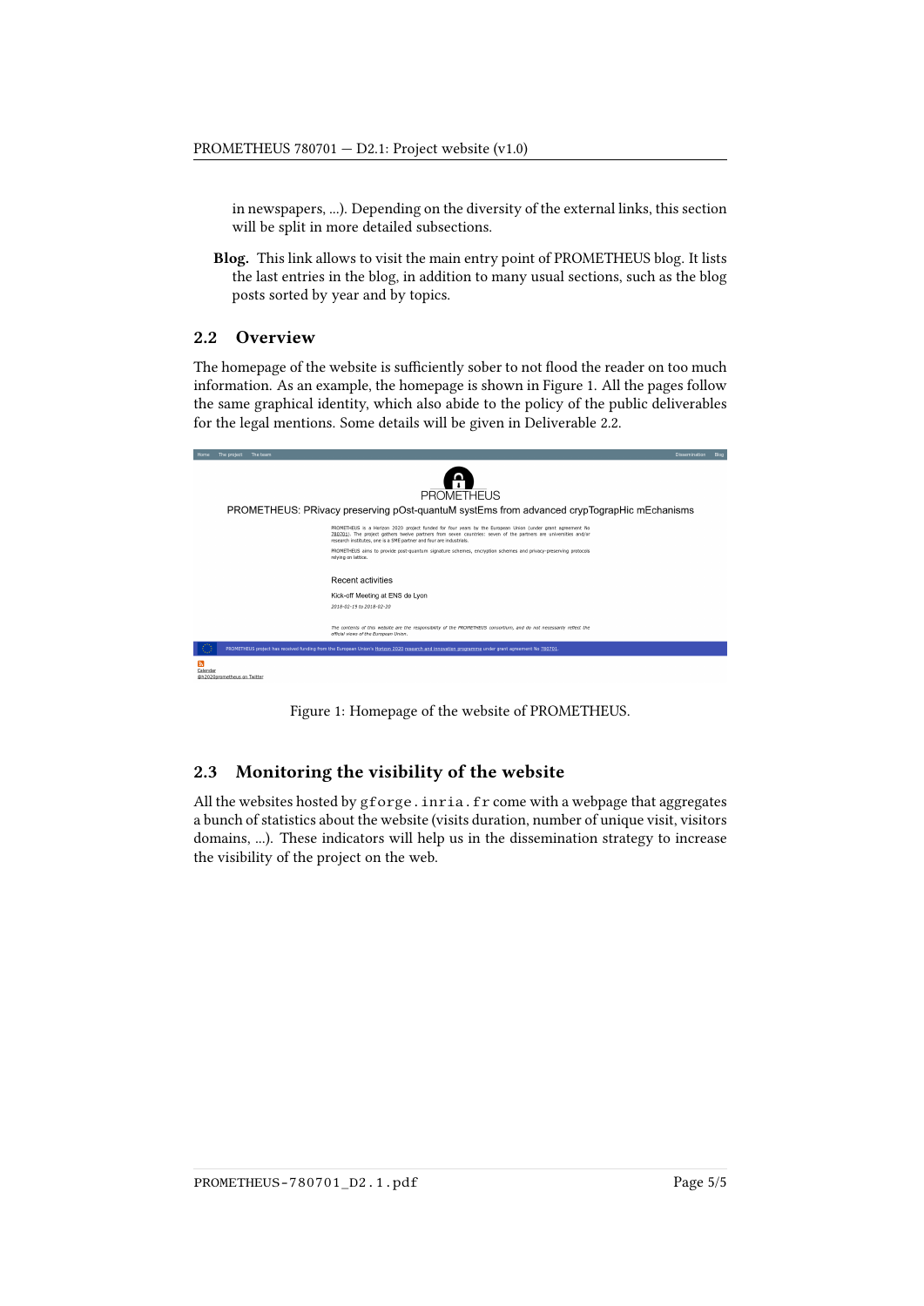in newspapers, ...). Depending on the diversity of the external links, this section will be split in more detailed subsections.

**Blog.** This link allows to visit the main entry point of PROMETHEUS blog. It lists the last entries in the blog, in addition to many usual sections, such as the blog posts sorted by year and by topics.

## 2.2 Overview

The homepage of the website is sufficiently sober to not flood the reader on too much information. As an example, the homepage is shown in Figure 1. All the pages follow the same graphical identity, which also abide to the policy of the public deliverables for the legal mentions. Some details will be given in Deliverable 2.2.

Figure 1: Homepage of the website of PROMETHEUS.

## 2.3 Monitoring the visibility of the website

All the websites hosted by `gforge.inria.fr` come with a webpage that aggregates a bunch of statistics about the website (visits duration, number of unique visit, visitors domains, ...). These indicators will help us in the dissemination strategy to increase the visibility of the project on the web.